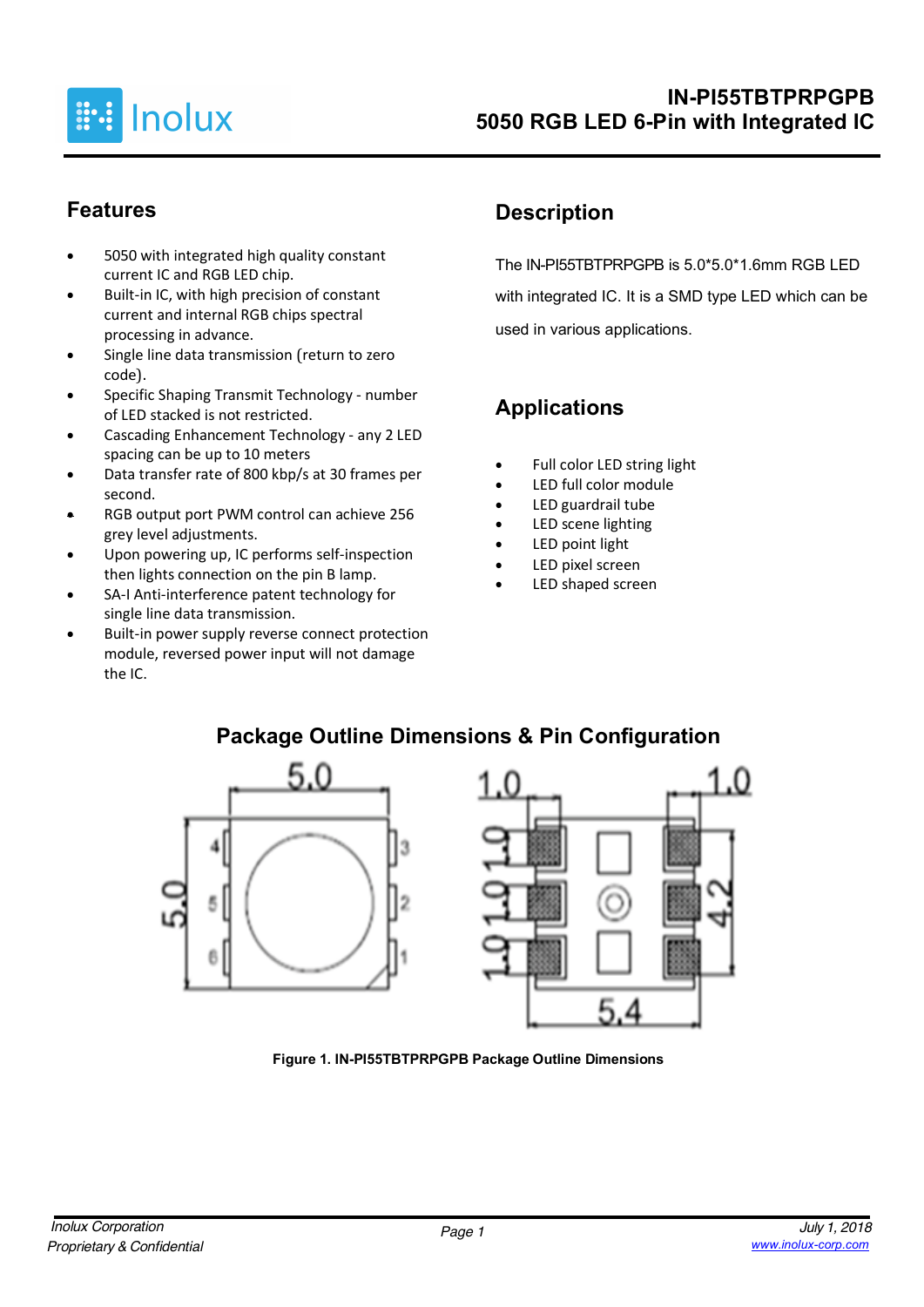# IN-PI55TBTPRPGPB
# 5050 RGB LED 6-Pin with Integrated IC

## Features

- 5050 with integrated high quality constant current IC and RGB LED chip.
- Built-in IC, with high precision of constant current and internal RGB chips spectral processing in advance.
- Single line data transmission (return to zero code).
- Specific Shaping Transmit Technology - number of LED stacked is not restricted.
- Cascading Enhancement Technology - any 2 LED spacing can be up to 10 meters
- Data transfer rate of 800 kbp/s at 30 frames per second.
- RGB output port PWM control can achieve 256 grey level adjustments.
- Upon powering up, IC performs self-inspection then lights connection on the pin B lamp.
- SA-I Anti-interference patent technology for single line data transmission.
- Built-in power supply reverse connect protection module, reversed power input will not damage the IC.

## Description

The IN-PI55TBTPRPGPB is 5.0*5.0*1.6mm RGB LED with integrated IC. It is a SMD type LED which can be used in various applications.

## Applications

- Full color LED string light
- LED full color module
- LED guardrail tube
- LED scene lighting
- LED point light
- LED pixel screen
- LED shaped screen

## Package Outline Dimensions & Pin Configuration

Figure 1. IN-PI55TBTPRPGPB Package Outline Dimensions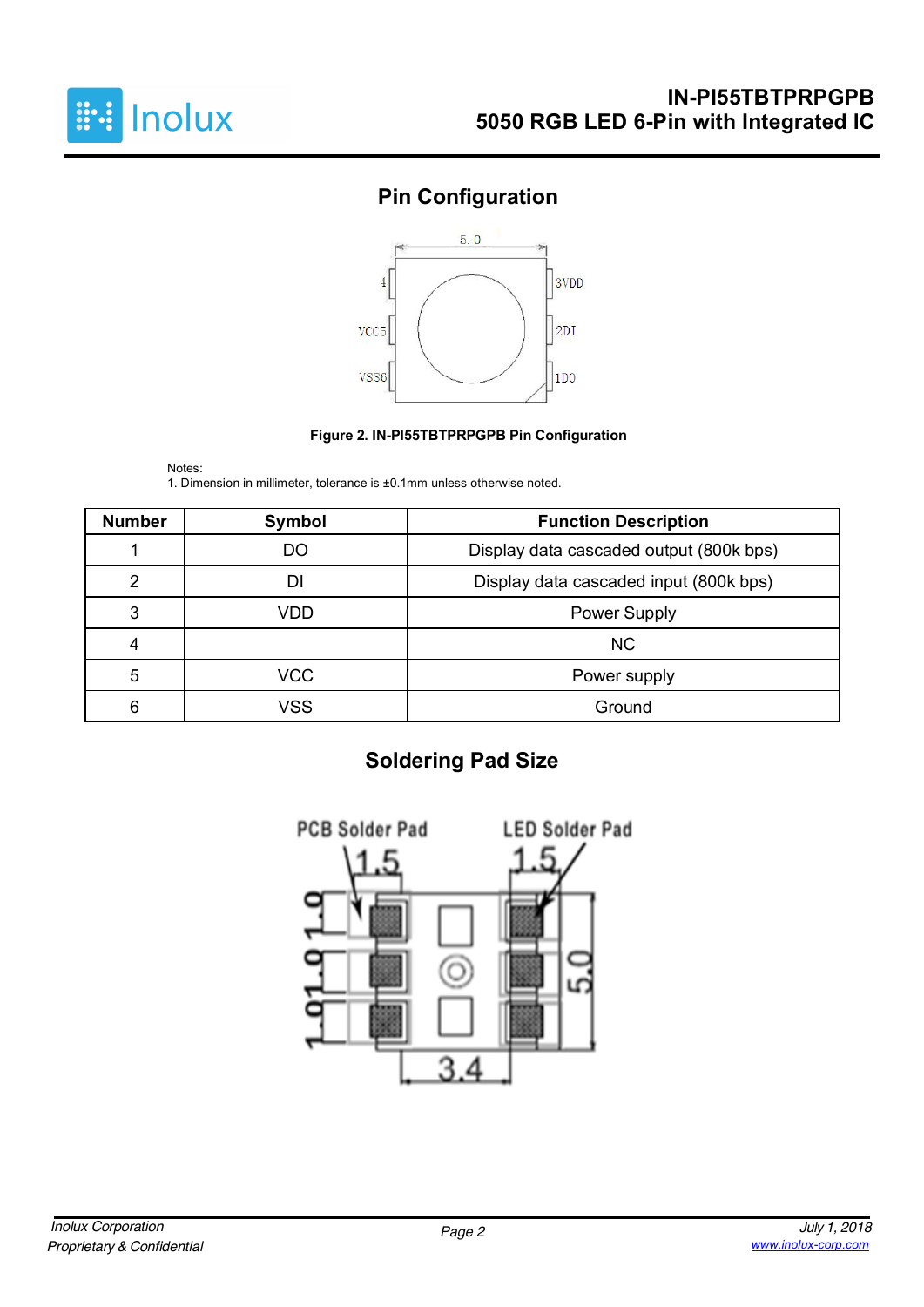## Pin Configuration

Figure 2. IN-PI55TBTPRPGPB Pin Configuration

Notes:
1. Dimension in millimeter, tolerance is ±0.1mm unless otherwise noted.

| Number | Symbol | Function Description |
|---|---|---|
| 1 | DO | Display data cascaded output (800k bps) |
| 2 | DI | Display data cascaded input (800k bps) |
| 3 | VDD | Power Supply |
| 4 | | NC |
| 5 | VCC | Power supply |
| 6 | VSS | Ground |

## Soldering Pad Size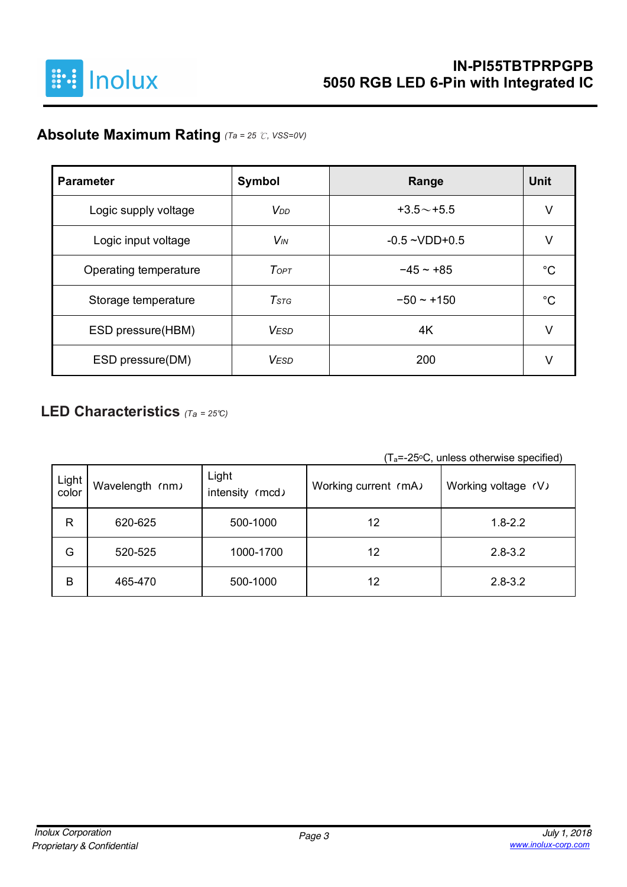## Absolute Maximum Rating *(Ta = 25 ℃, VSS=0V)*

| Parameter | Symbol | Range | Unit |
|---|---|---|---|
| Logic supply voltage | $V_{DD}$ | +3.5～+5.5 | V |
| Logic input voltage | $V_{IN}$ | -0.5 ~VDD+0.5 | V |
| Operating temperature | $T_{OPT}$ | −45 ~ +85 | °C |
| Storage temperature | $T_{STG}$ | −50 ~ +150 | °C |
| ESD pressure(HBM) | $V_{ESD}$ | 4K | V |
| ESD pressure(DM) | $V_{ESD}$ | 200 | V |

## LED Characteristics *(Ta = 25℃)*

($T_a$=-25°C, unless otherwise specified)

| Light color | Wavelength（nm） | Light intensity（mcd） | Working current（mA） | Working voltage（V） |
|---|---|---|---|---|
| R | 620-625 | 500-1000 | 12 | 1.8-2.2 |
| G | 520-525 | 1000-1700 | 12 | 2.8-3.2 |
| B | 465-470 | 500-1000 | 12 | 2.8-3.2 |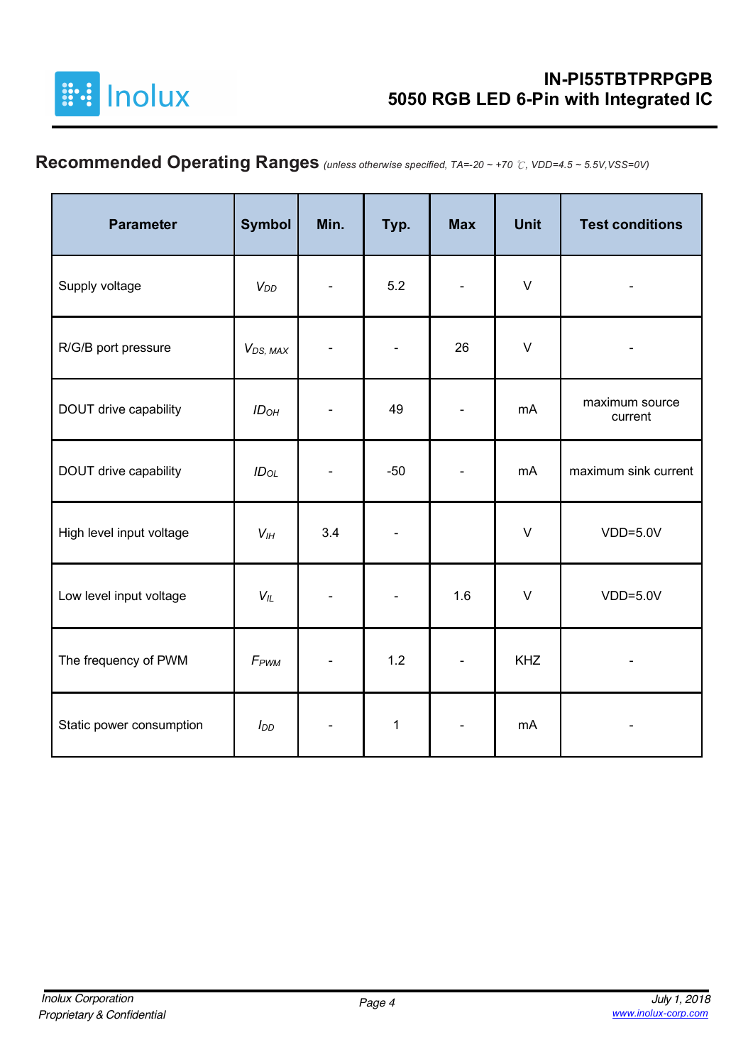## Recommended Operating Ranges *(unless otherwise specified, TA=-20 ~ +70 ℃, VDD=4.5 ~ 5.5V,VSS=0V)*

| Parameter | Symbol | Min. | Typ. | Max | Unit | Test conditions |
|---|---|---|---|---|---|---|
| Supply voltage | $V_{DD}$ | - | 5.2 | - | V | - |
| R/G/B port pressure | $V_{DS, MAX}$ | - | - | 26 | V | - |
| DOUT drive capability | $ID_{OH}$ | - | 49 | - | mA | maximum source current |
| DOUT drive capability | $ID_{OL}$ | - | -50 | - | mA | maximum sink current |
| High level input voltage | $V_{IH}$ | 3.4 | - | | V | VDD=5.0V |
| Low level input voltage | $V_{IL}$ | - | - | 1.6 | V | VDD=5.0V |
| The frequency of PWM | $F_{PWM}$ | - | 1.2 | - | KHZ | - |
| Static power consumption | $I_{DD}$ | - | 1 | - | mA | - |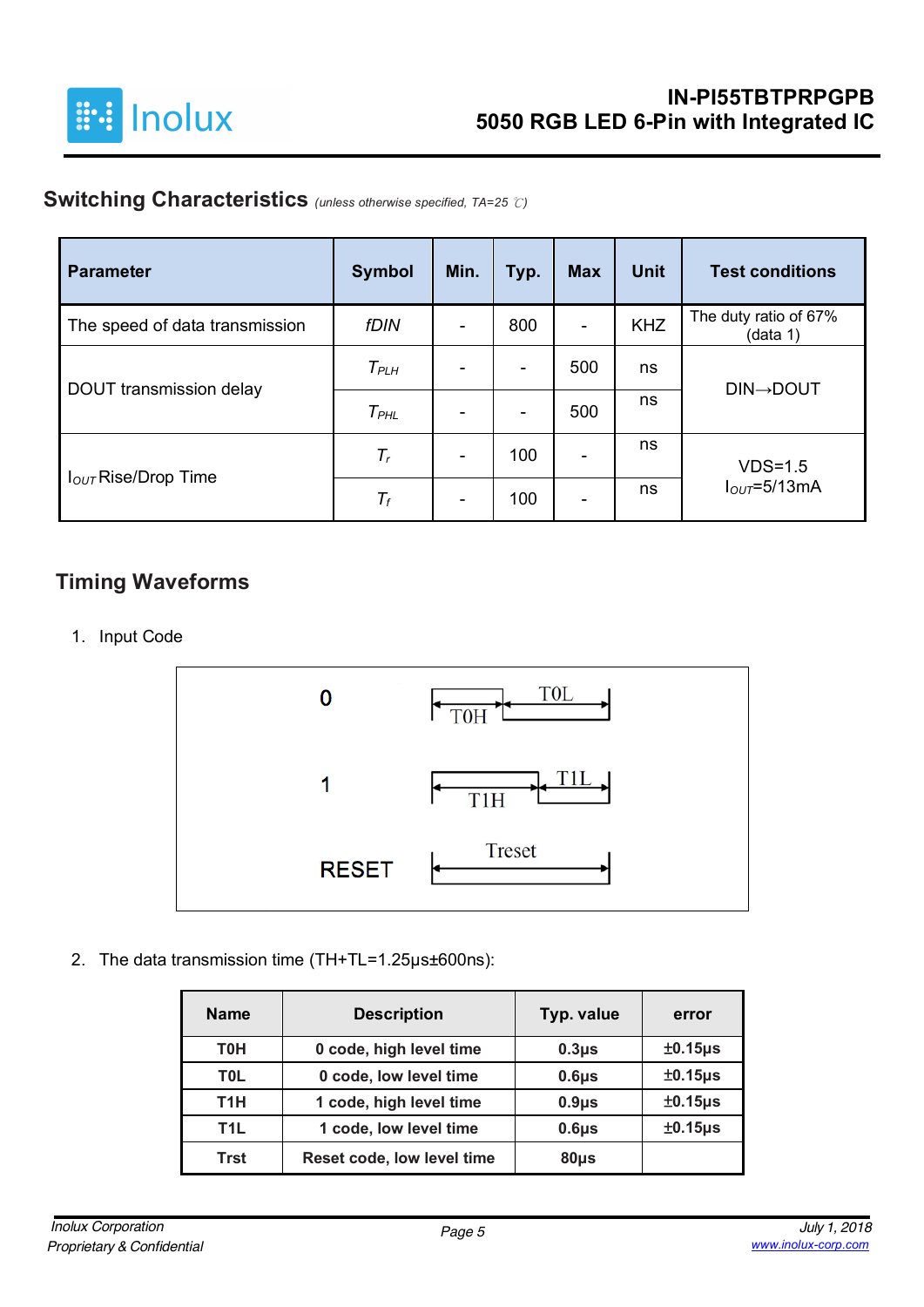## Switching Characteristics *(unless otherwise specified, TA=25 ℃)*

| Parameter | Symbol | Min. | Typ. | Max | Unit | Test conditions |
|---|---|---|---|---|---|---|
| The speed of data transmission | *fDIN* | - | 800 | - | KHZ | The duty ratio of 67% (data 1) |
| DOUT transmission delay | $T_{PLH}$ | - | - | 500 | ns | DIN→DOUT |
| | $T_{PHL}$ | - | - | 500 | ns | |
| $I_{OUT}$ Rise/Drop Time | $T_r$ | - | 100 | - | ns | VDS=1.5 $I_{OUT}$=5/13mA |
| | $T_f$ | - | 100 | - | ns | |

## Timing Waveforms

1. Input Code

0 — T0H, T0L

1 — T1H, T1L

RESET — Treset

2. The data transmission time (TH+TL=1.25µs±600ns):

| Name | Description | Typ. value | error |
|---|---|---|---|
| T0H | 0 code, high level time | 0.3µs | ±0.15µs |
| T0L | 0 code, low level time | 0.6µs | ±0.15µs |
| T1H | 1 code, high level time | 0.9µs | ±0.15µs |
| T1L | 1 code, low level time | 0.6µs | ±0.15µs |
| Trst | Reset code, low level time | 80µs | |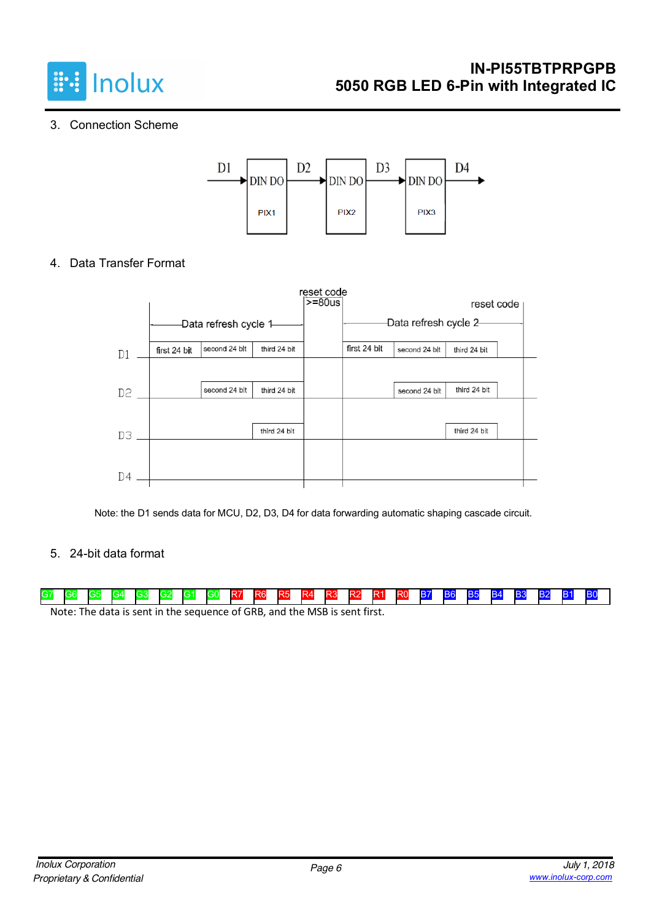## 3. Connection Scheme

D1 → DIN DO (PIX1) → D2 → DIN DO (PIX2) → D3 → DIN DO (PIX3) → D4 →

## 4. Data Transfer Format

reset code >=80us

| | Data refresh cycle 1 | | | reset code | Data refresh cycle 2 | | | reset code |
|---|---|---|---|---|---|---|---|---|
| D1 | first 24 bit | second 24 bit | third 24 bit | | first 24 bit | second 24 bit | third 24 bit | |
| D2 | | second 24 bit | third 24 bit | | | second 24 bit | third 24 bit | |
| D3 | | | third 24 bit | | | | third 24 bit | |
| D4 | | | | | | | | |

Note: the D1 sends data for MCU, D2, D3, D4 for data forwarding automatic shaping cascade circuit.

## 5. 24-bit data format

| G7 | G6 | G5 | G4 | G3 | G2 | G1 | G0 | R7 | R6 | R5 | R4 | R3 | R2 | R1 | R0 | B7 | B6 | B5 | B4 | B3 | B2 | B1 | B0 |
|---|---|---|---|---|---|---|---|---|---|---|---|---|---|---|---|---|---|---|---|---|---|---|---|

Note: The data is sent in the sequence of GRB, and the MSB is sent first.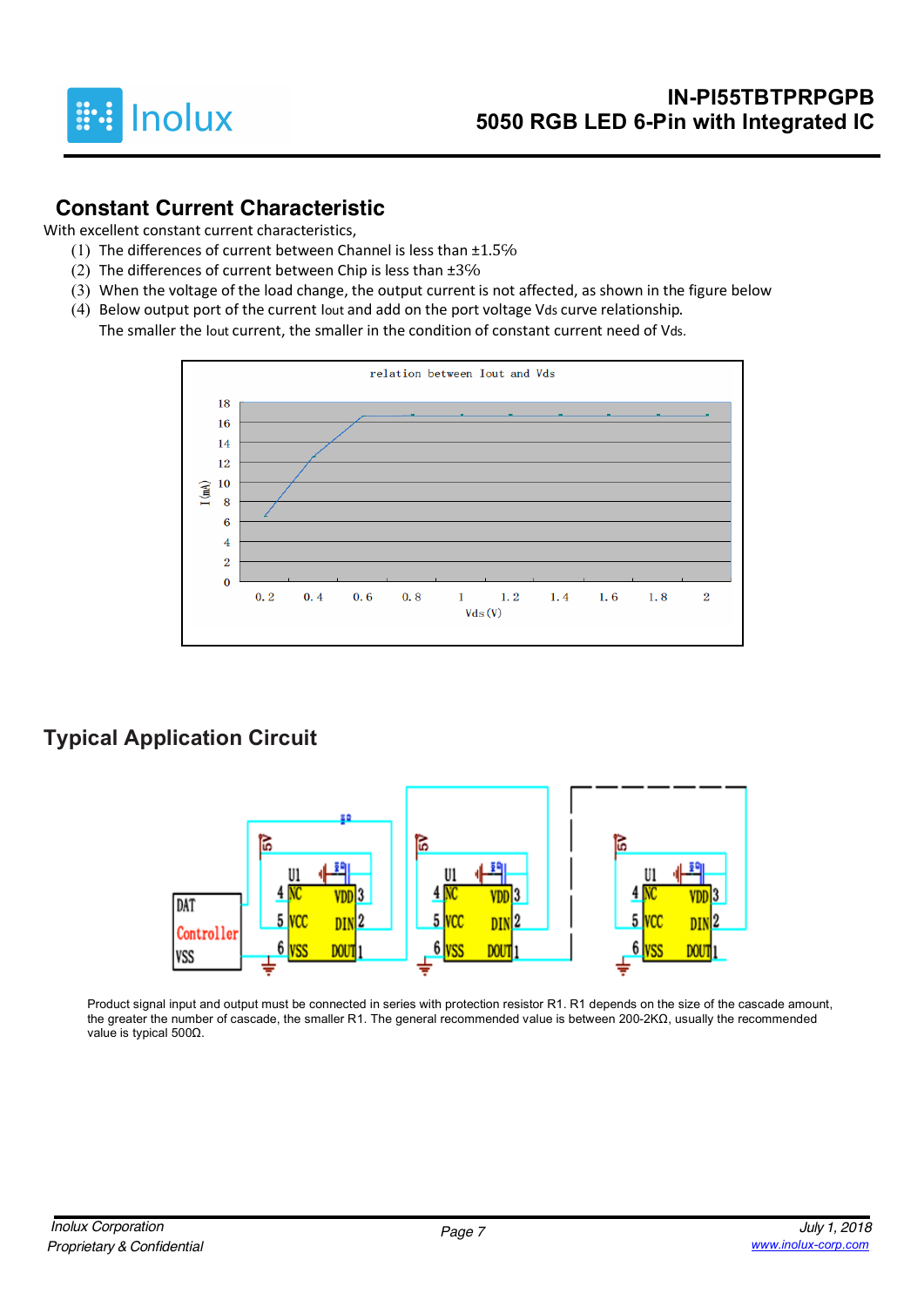## Constant Current Characteristic

With excellent constant current characteristics,

(1) The differences of current between Channel is less than ±1.5%
(2) The differences of current between Chip is less than ±3%
(3) When the voltage of the load change, the output current is not affected, as shown in the figure below
(4) Below output port of the current Iout and add on the port voltage Vds curve relationship.
The smaller the Iout current, the smaller in the condition of constant current need of Vds.

## Typical Application Circuit

Product signal input and output must be connected in series with protection resistor R1. R1 depends on the size of the cascade amount, the greater the number of cascade, the smaller R1. The general recommended value is between 200-2KΩ, usually the recommended value is typical 500Ω.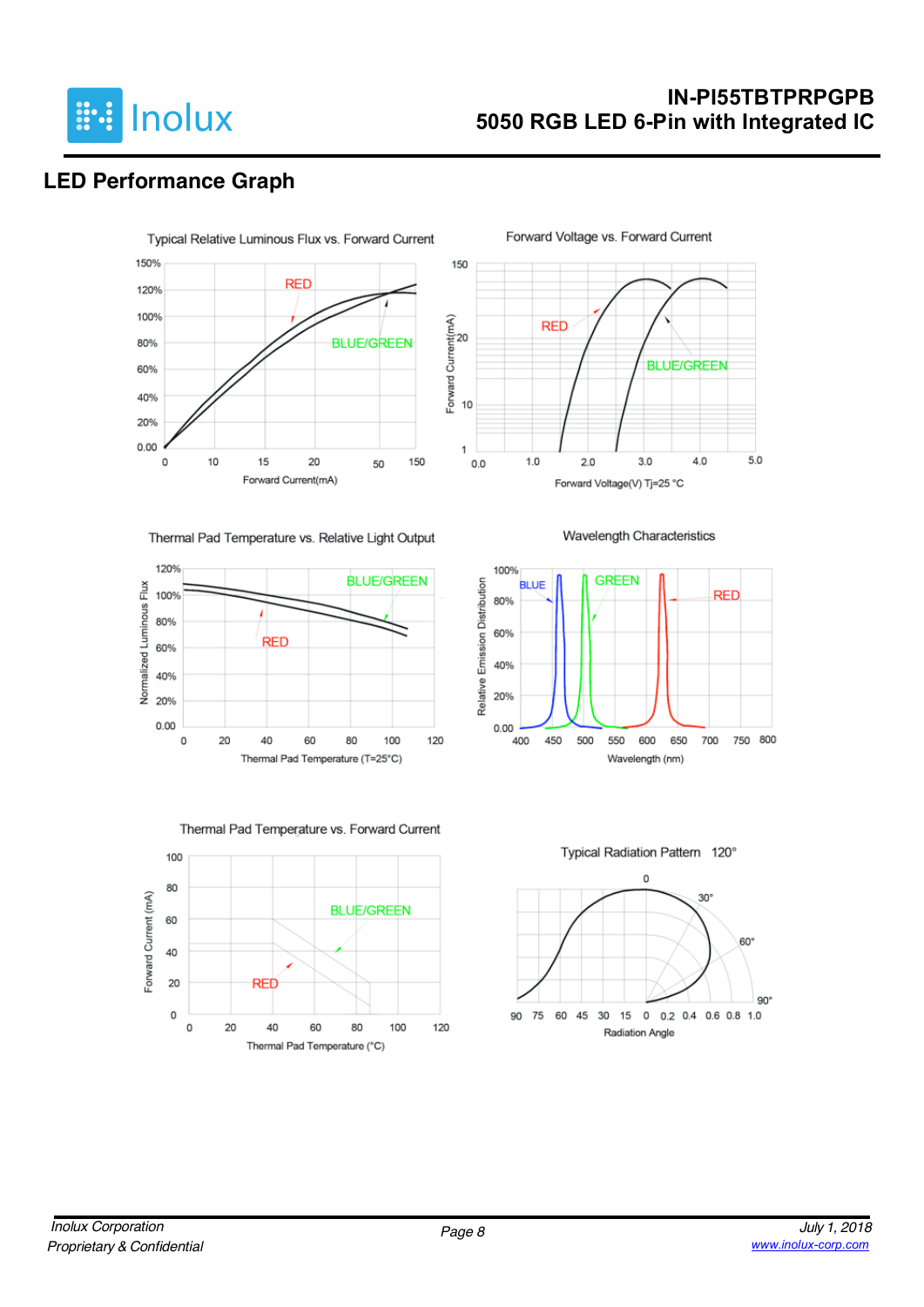## LED Performance Graph

Typical Relative Luminous Flux vs. Forward Current

Forward Voltage vs. Forward Current

Thermal Pad Temperature vs. Relative Light Output

Wavelength Characteristics

Thermal Pad Temperature vs. Forward Current

Typical Radiation Pattern 120°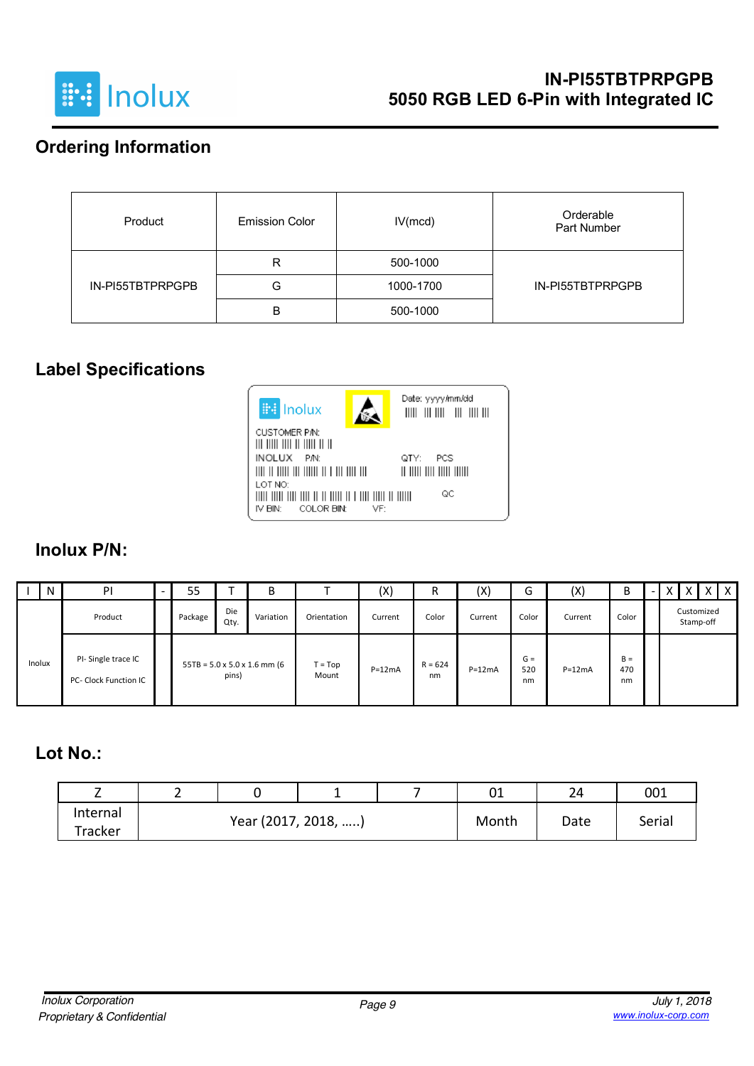## Ordering Information

| Product | Emission Color | IV(mcd) | Orderable Part Number |
|---|---|---|---|
| IN-PI55TBTPRPGPB | R | 500-1000 | IN-PI55TBTPRPGPB |
| | G | 1000-1700 | |
| | B | 500-1000 | |

## Label Specifications

Inolux

Date: yyyy/mm/dd

CUSTOMER P/N:

INOLUX P/N:

QTY: PCS

LOT NO:

QC

IV BIN: COLOR BIN: VF:

## Inolux P/N:

| I | N | PI | - | 55 | T | B | T | (X) | R | (X) | G | (X) | B | - | X | X | X | X |
|---|---|---|---|---|---|---|---|---|---|---|---|---|---|---|---|---|---|---|
| | | Product | | Package | Die Qty. | Variation | Orientation | Current | Color | Current | Color | Current | Color | | Customized Stamp-off | | | |
| Inolux | | PI- Single trace IC<br>PC- Clock Function IC | | 55TB = 5.0 x 5.0 x 1.6 mm (6 pins) | | | T = Top Mount | P=12mA | R = 624 nm | P=12mA | G = 520 nm | P=12mA | B = 470 nm | | | | | |

## Lot No.:

| Z | 2 | 0 | 1 | 7 | 01 | 24 | 001 |
|---|---|---|---|---|---|---|---|
| Internal Tracker | Year (2017, 2018, …..) | | | | Month | Date | Serial |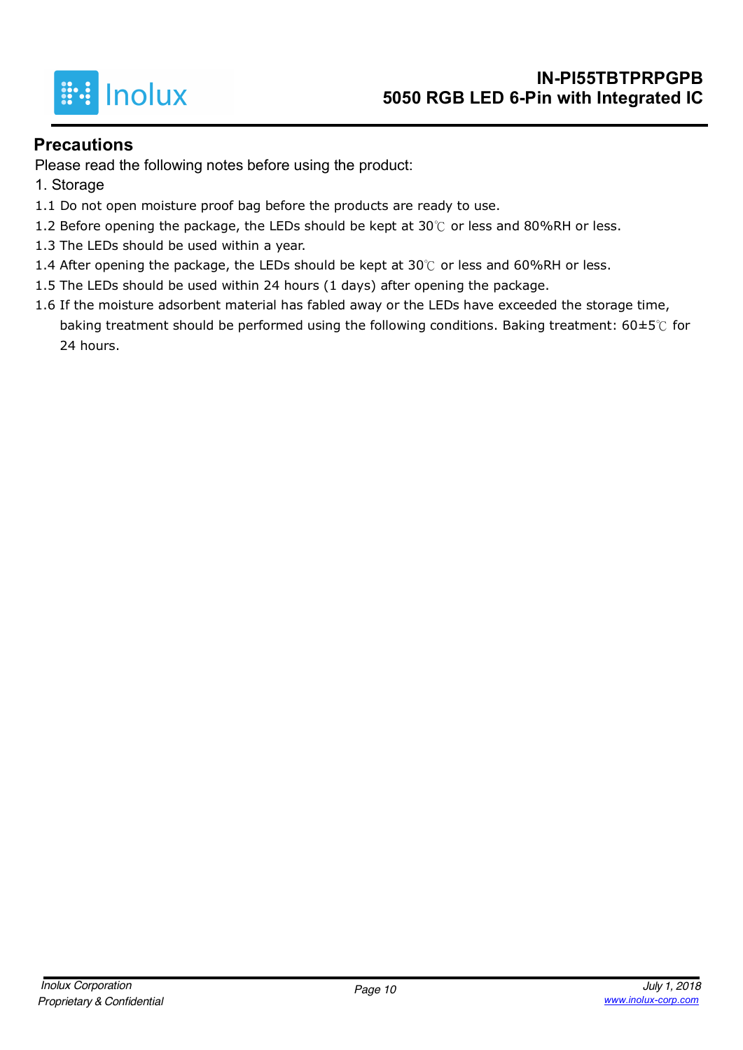## Precautions

Please read the following notes before using the product:

1. Storage

1.1 Do not open moisture proof bag before the products are ready to use.

1.2 Before opening the package, the LEDs should be kept at 30℃ or less and 80%RH or less.

1.3 The LEDs should be used within a year.

1.4 After opening the package, the LEDs should be kept at 30℃ or less and 60%RH or less.

1.5 The LEDs should be used within 24 hours (1 days) after opening the package.

1.6 If the moisture adsorbent material has fabled away or the LEDs have exceeded the storage time, baking treatment should be performed using the following conditions. Baking treatment: 60±5℃ for 24 hours.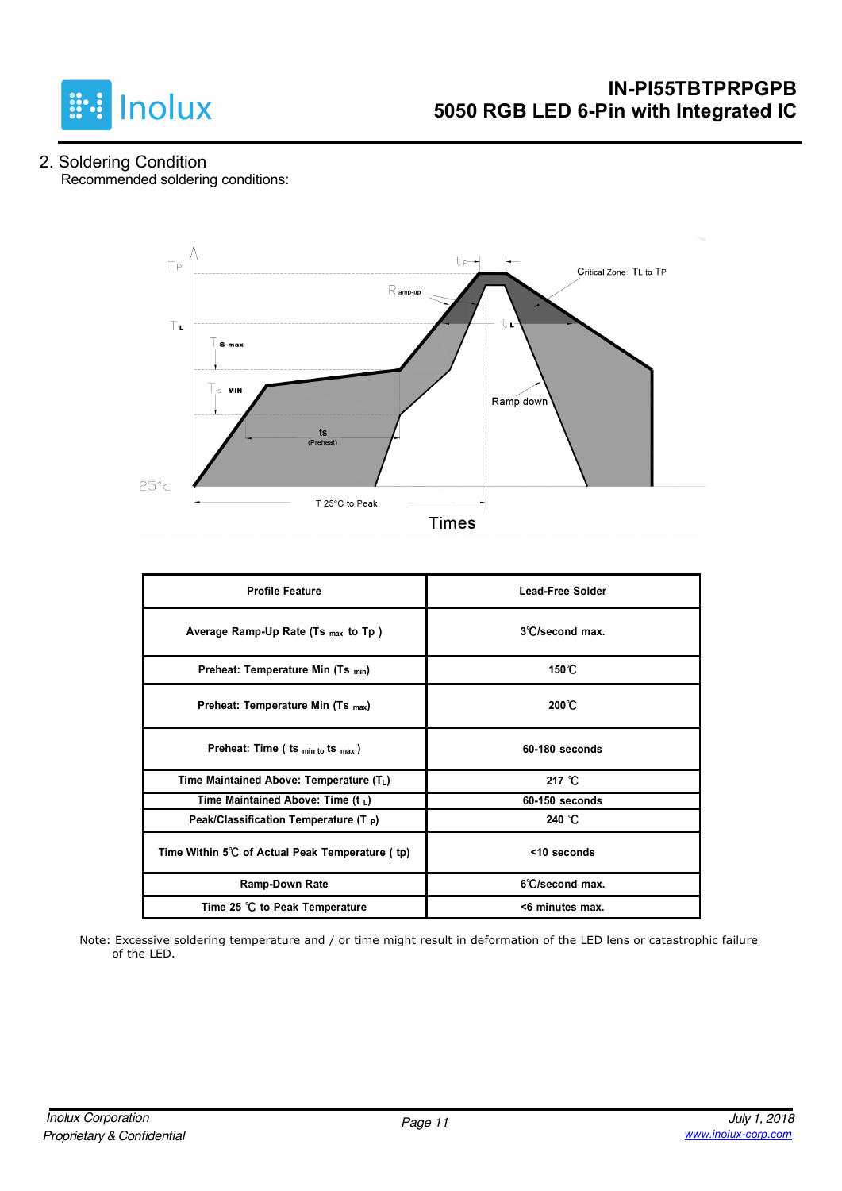## 2. Soldering Condition

Recommended soldering conditions:

| Profile Feature | Lead-Free Solder |
|---|---|
| Average Ramp-Up Rate ($Ts_{max}$ to Tp ) | 3℃/second max. |
| Preheat: Temperature Min ($Ts_{min}$) | 150℃ |
| Preheat: Temperature Min ($Ts_{max}$) | 200℃ |
| Preheat: Time ( $ts_{min\ to}$ $ts_{max}$ ) | 60-180 seconds |
| Time Maintained Above: Temperature ($T_L$) | 217 ℃ |
| Time Maintained Above: Time ($t_L$) | 60-150 seconds |
| Peak/Classification Temperature ($T_P$) | 240 ℃ |
| Time Within 5℃ of Actual Peak Temperature ( tp) | <10 seconds |
| Ramp-Down Rate | 6℃/second max. |
| Time 25 ℃ to Peak Temperature | <6 minutes max. |

Note: Excessive soldering temperature and / or time might result in deformation of the LED lens or catastrophic failure of the LED.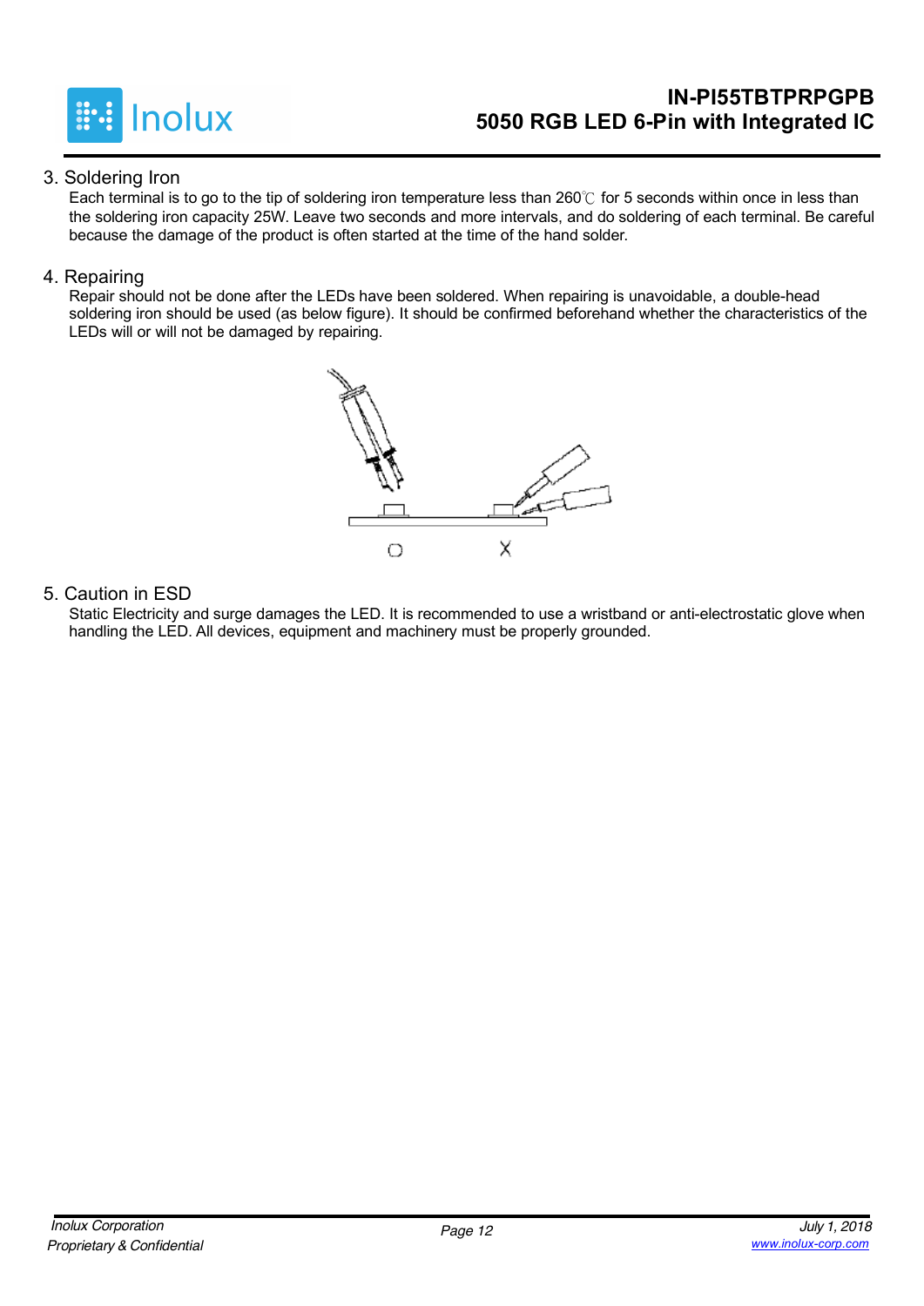### 3. Soldering Iron

Each terminal is to go to the tip of soldering iron temperature less than 260℃ for 5 seconds within once in less than the soldering iron capacity 25W. Leave two seconds and more intervals, and do soldering of each terminal. Be careful because the damage of the product is often started at the time of the hand solder.

### 4. Repairing

Repair should not be done after the LEDs have been soldered. When repairing is unavoidable, a double-head soldering iron should be used (as below figure). It should be confirmed beforehand whether the characteristics of the LEDs will or will not be damaged by repairing.

O X

### 5. Caution in ESD

Static Electricity and surge damages the LED. It is recommended to use a wristband or anti-electrostatic glove when handling the LED. All devices, equipment and machinery must be properly grounded.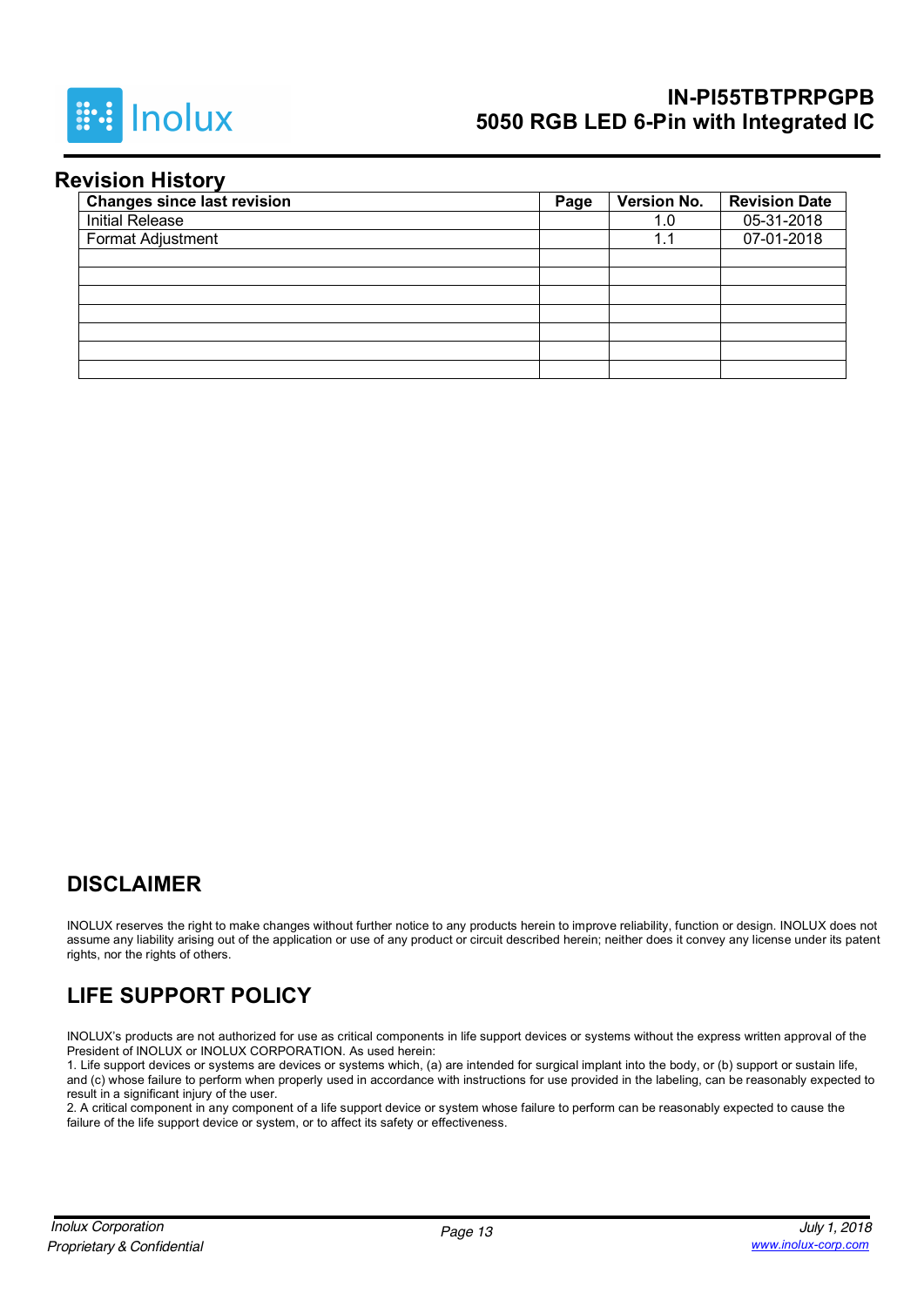## Revision History

| Changes since last revision | Page | Version No. | Revision Date |
|---|---|---|---|
| Initial Release | | 1.0 | 05-31-2018 |
| Format Adjustment | | 1.1 | 07-01-2018 |
| | | | |
| | | | |
| | | | |
| | | | |
| | | | |
| | | | |
| | | | |

## DISCLAIMER

INOLUX reserves the right to make changes without further notice to any products herein to improve reliability, function or design. INOLUX does not assume any liability arising out of the application or use of any product or circuit described herein; neither does it convey any license under its patent rights, nor the rights of others.

## LIFE SUPPORT POLICY

INOLUX's products are not authorized for use as critical components in life support devices or systems without the express written approval of the President of INOLUX or INOLUX CORPORATION. As used herein:

1. Life support devices or systems are devices or systems which, (a) are intended for surgical implant into the body, or (b) support or sustain life, and (c) whose failure to perform when properly used in accordance with instructions for use provided in the labeling, can be reasonably expected to result in a significant injury of the user.
2. A critical component in any component of a life support device or system whose failure to perform can be reasonably expected to cause the failure of the life support device or system, or to affect its safety or effectiveness.